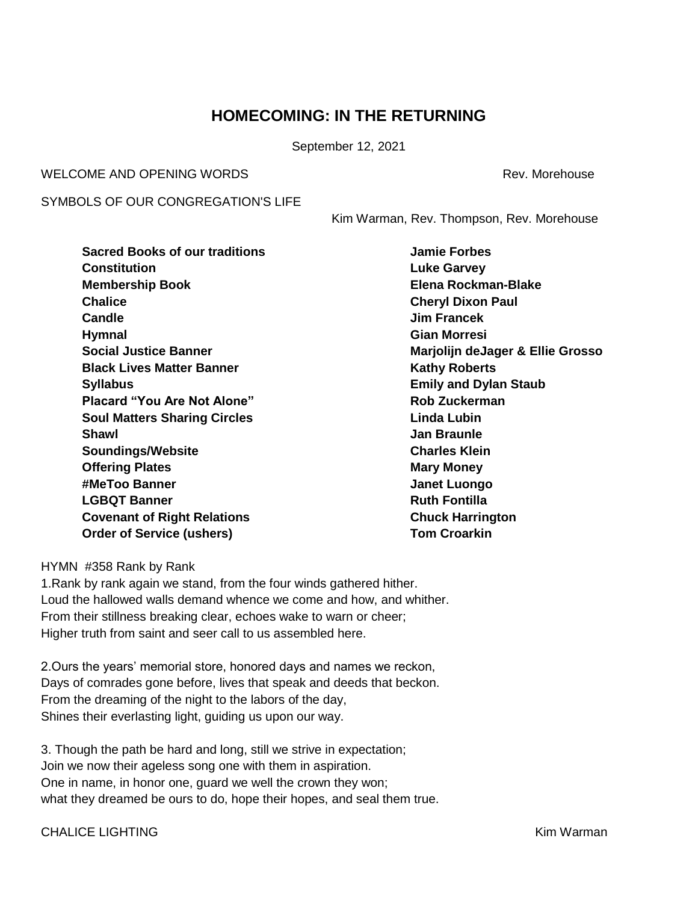# HOMECOMING: IN THE RETURNING

September 12, 2021

WELCOME AND OPENING WORDS — Rev. Morehouse

SYMBOLS OF OUR CONGREGATION'S LIFE — Kim Warman, Rev. Thompson, Rev. Morehouse

| | |
|---|---|
| **Sacred Books of our traditions** | **Jamie Forbes** |
| **Constitution** | **Luke Garvey** |
| **Membership Book** | **Elena Rockman-Blake** |
| **Chalice** | **Cheryl Dixon Paul** |
| **Candle** | **Jim Francek** |
| **Hymnal** | **Gian Morresi** |
| **Social Justice Banner** | **Marjolijn deJager & Ellie Grosso** |
| **Black Lives Matter Banner** | **Kathy Roberts** |
| **Syllabus** | **Emily and Dylan Staub** |
| **Placard "You Are Not Alone"** | **Rob Zuckerman** |
| **Soul Matters Sharing Circles** | **Linda Lubin** |
| **Shawl** | **Jan Braunle** |
| **Soundings/Website** | **Charles Klein** |
| **Offering Plates** | **Mary Money** |
| **#MeToo Banner** | **Janet Luongo** |
| **LGBQT Banner** | **Ruth Fontilla** |
| **Covenant of Right Relations** | **Chuck Harrington** |
| **Order of Service (ushers)** | **Tom Croarkin** |

HYMN #358 Rank by Rank

1.Rank by rank again we stand, from the four winds gathered hither.
Loud the hallowed walls demand whence we come and how, and whither.
From their stillness breaking clear, echoes wake to warn or cheer;
Higher truth from saint and seer call to us assembled here.

2.Ours the years' memorial store, honored days and names we reckon,
Days of comrades gone before, lives that speak and deeds that beckon.
From the dreaming of the night to the labors of the day,
Shines their everlasting light, guiding us upon our way.

3. Though the path be hard and long, still we strive in expectation;
Join we now their ageless song one with them in aspiration.
One in name, in honor one, guard we well the crown they won;
what they dreamed be ours to do, hope their hopes, and seal them true.

CHALICE LIGHTING — Kim Warman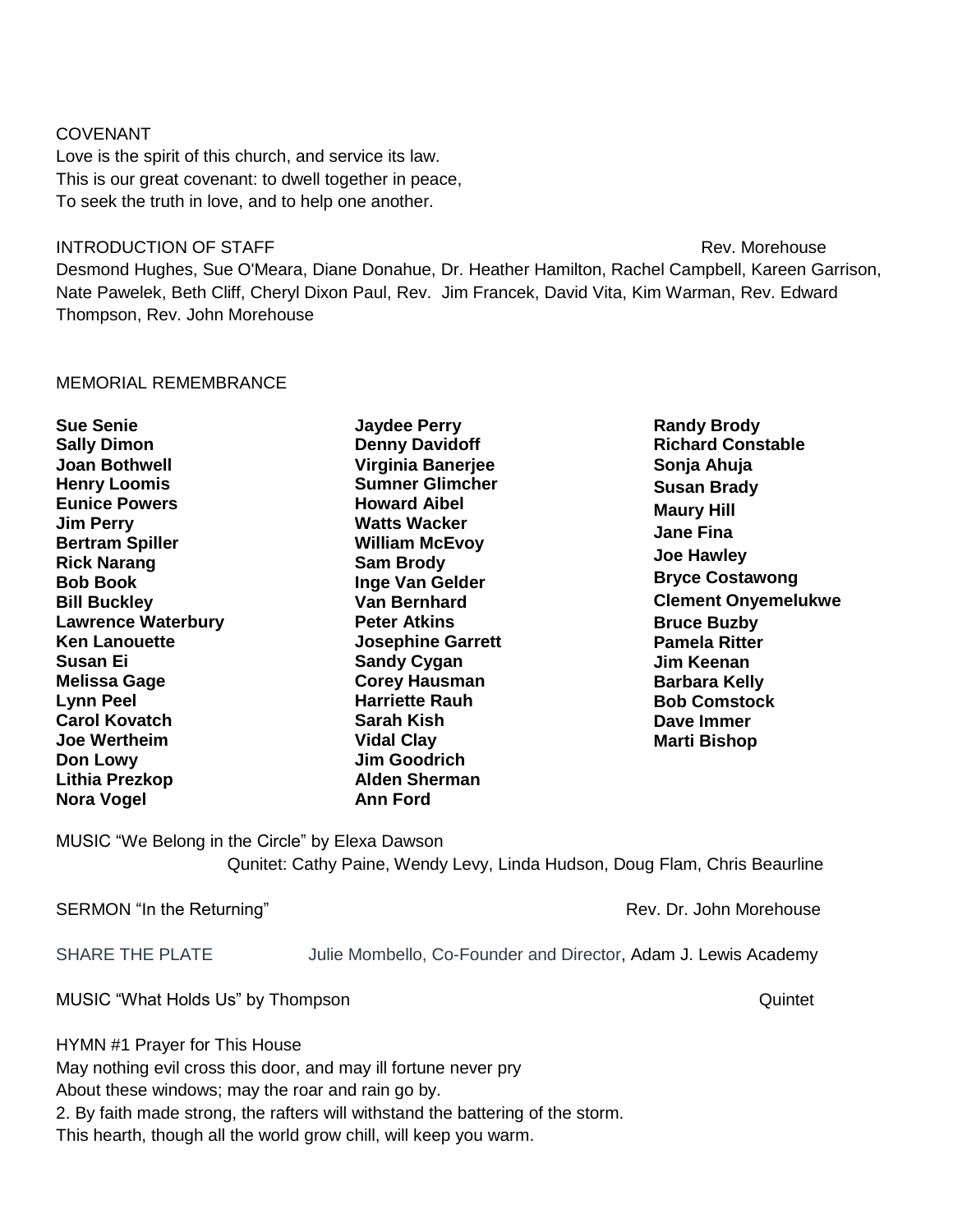COVENANT

Love is the spirit of this church, and service its law.
This is our great covenant: to dwell together in peace,
To seek the truth in love, and to help one another.

INTRODUCTION OF STAFF Rev. Morehouse

Desmond Hughes, Sue O'Meara, Diane Donahue, Dr. Heather Hamilton, Rachel Campbell, Kareen Garrison, Nate Pawelek, Beth Cliff, Cheryl Dixon Paul, Rev. Jim Francek, David Vita, Kim Warman, Rev. Edward Thompson, Rev. John Morehouse

MEMORIAL REMEMBRANCE

**Sue Senie**
**Sally Dimon**
**Joan Bothwell**
**Henry Loomis**
**Eunice Powers**
**Jim Perry**
**Bertram Spiller**
**Rick Narang**
**Bob Book**
**Bill Buckley**
**Lawrence Waterbury**
**Ken Lanouette**
**Susan Ei**
**Melissa Gage**
**Lynn Peel**
**Carol Kovatch**
**Joe Wertheim**
**Don Lowy**
**Lithia Prezkop**
**Nora Vogel**
**Jaydee Perry**
**Denny Davidoff**
**Virginia Banerjee**
**Sumner Glimcher**
**Howard Aibel**
**Watts Wacker**
**William McEvoy**
**Sam Brody**
**Inge Van Gelder**
**Van Bernhard**
**Peter Atkins**
**Josephine Garrett**
**Sandy Cygan**
**Corey Hausman**
**Harriette Rauh**
**Sarah Kish**
**Vidal Clay**
**Jim Goodrich**
**Alden Sherman**
**Ann Ford**
**Randy Brody**
**Richard Constable**
**Sonja Ahuja**
**Susan Brady**
**Maury Hill**
**Jane Fina**
**Joe Hawley**
**Bryce Costawong**
**Clement Onyemelukwe**
**Bruce Buzby**
**Pamela Ritter**
**Jim Keenan**
**Barbara Kelly**
**Bob Comstock**
**Dave Immer**
**Marti Bishop**

MUSIC "We Belong in the Circle" by Elexa Dawson
Qunitet: Cathy Paine, Wendy Levy, Linda Hudson, Doug Flam, Chris Beaurline

SERMON "In the Returning" Rev. Dr. John Morehouse

SHARE THE PLATE Julie Mombello, Co-Founder and Director, Adam J. Lewis Academy

MUSIC "What Holds Us" by Thompson Quintet

HYMN #1 Prayer for This House

May nothing evil cross this door, and may ill fortune never pry
About these windows; may the roar and rain go by.
2. By faith made strong, the rafters will withstand the battering of the storm.
This hearth, though all the world grow chill, will keep you warm.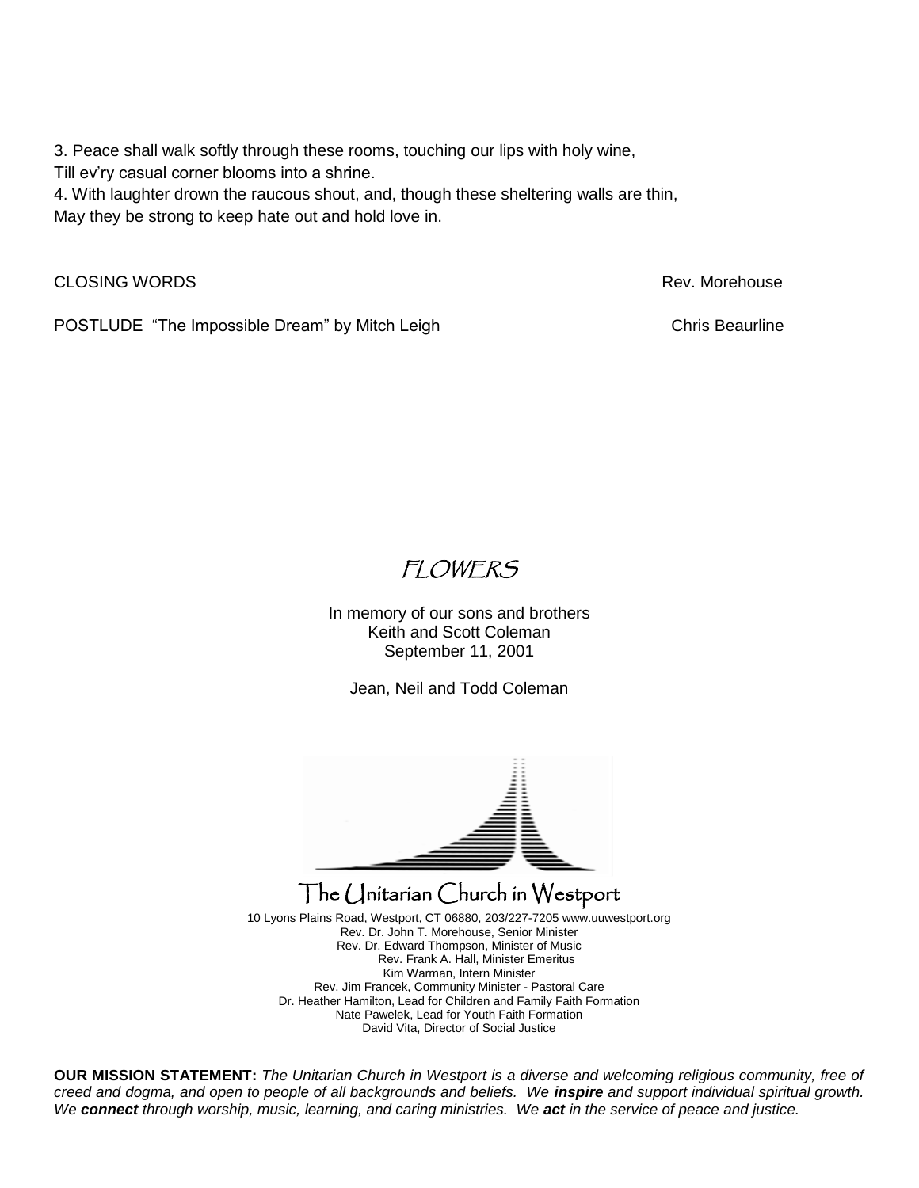3. Peace shall walk softly through these rooms, touching our lips with holy wine,
Till ev'ry casual corner blooms into a shrine.
4. With laughter drown the raucous shout, and, though these sheltering walls are thin,
May they be strong to keep hate out and hold love in.

CLOSING WORDS Rev. Morehouse

POSTLUDE "The Impossible Dream" by Mitch Leigh Chris Beaurline

## FLOWERS

In memory of our sons and brothers
Keith and Scott Coleman
September 11, 2001

Jean, Neil and Todd Coleman

## The Unitarian Church in Westport

10 Lyons Plains Road, Westport, CT 06880, 203/227-7205 www.uuwestport.org
Rev. Dr. John T. Morehouse, Senior Minister
Rev. Dr. Edward Thompson, Minister of Music
Rev. Frank A. Hall, Minister Emeritus
Kim Warman, Intern Minister
Rev. Jim Francek, Community Minister - Pastoral Care
Dr. Heather Hamilton, Lead for Children and Family Faith Formation
Nate Pawelek, Lead for Youth Faith Formation
David Vita, Director of Social Justice

**OUR MISSION STATEMENT:** *The Unitarian Church in Westport is a diverse and welcoming religious community, free of creed and dogma, and open to people of all backgrounds and beliefs. We **inspire** and support individual spiritual growth. We **connect** through worship, music, learning, and caring ministries. We **act** in the service of peace and justice.*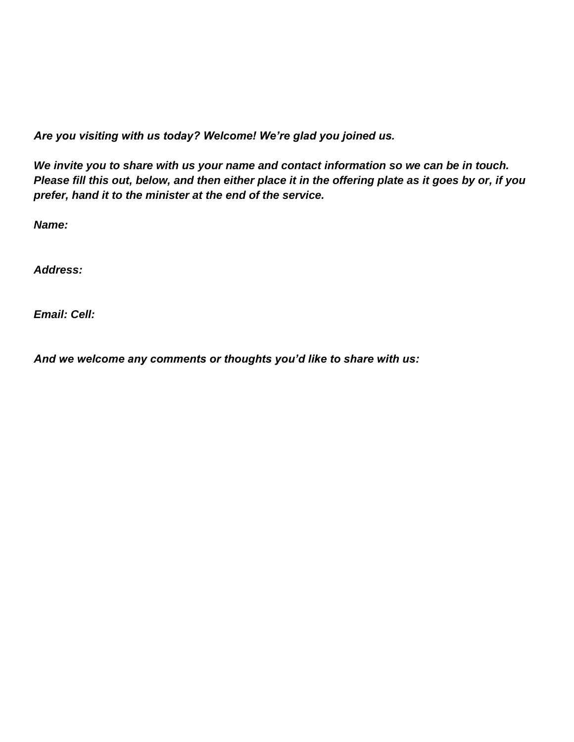***Are you visiting with us today? Welcome! We're glad you joined us.***

***We invite you to share with us your name and contact information so we can be in touch. Please fill this out, below, and then either place it in the offering plate as it goes by or, if you prefer, hand it to the minister at the end of the service.***

***Name:***

***Address:***

***Email: Cell:***

***And we welcome any comments or thoughts you'd like to share with us:***